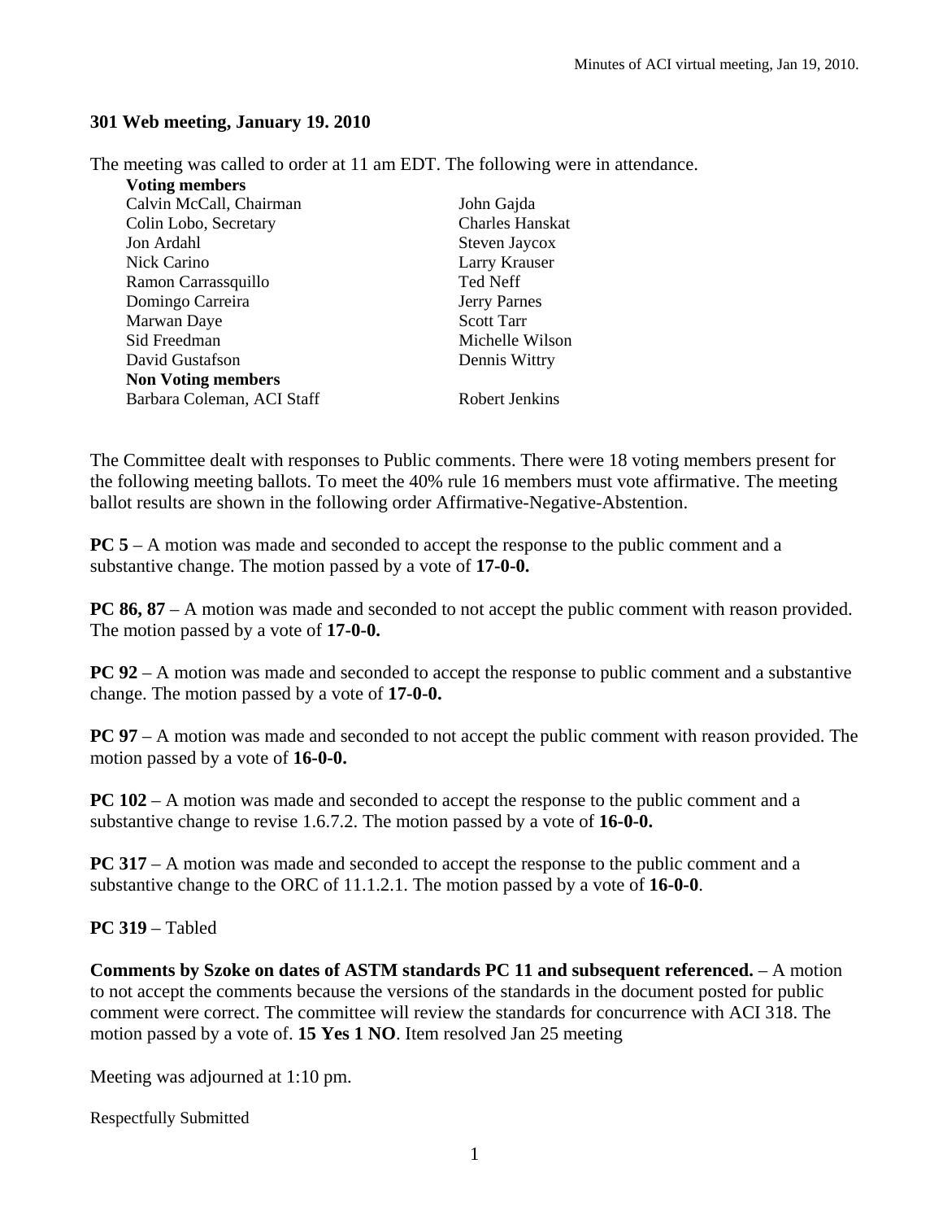**301 Web meeting, January 19. 2010**

The meeting was called to order at 11 am EDT. The following were in attendance.

| | |
|---|---|
| **Voting members** | |
| Calvin McCall, Chairman | John Gajda |
| Colin Lobo, Secretary | Charles Hanskat |
| Jon Ardahl | Steven Jaycox |
| Nick Carino | Larry Krauser |
| Ramon Carrassquillo | Ted Neff |
| Domingo Carreira | Jerry Parnes |
| Marwan Daye | Scott Tarr |
| Sid Freedman | Michelle Wilson |
| David Gustafson | Dennis Wittry |
| **Non Voting members** | |
| Barbara Coleman, ACI Staff | Robert Jenkins |

The Committee dealt with responses to Public comments. There were 18 voting members present for the following meeting ballots. To meet the 40% rule 16 members must vote affirmative. The meeting ballot results are shown in the following order Affirmative-Negative-Abstention.

**PC 5** – A motion was made and seconded to accept the response to the public comment and a substantive change. The motion passed by a vote of **17-0-0.**

**PC 86, 87** – A motion was made and seconded to not accept the public comment with reason provided. The motion passed by a vote of **17-0-0.**

**PC 92** – A motion was made and seconded to accept the response to public comment and a substantive change. The motion passed by a vote of **17-0-0.**

**PC 97** – A motion was made and seconded to not accept the public comment with reason provided. The motion passed by a vote of **16-0-0.**

**PC 102** – A motion was made and seconded to accept the response to the public comment and a substantive change to revise 1.6.7.2. The motion passed by a vote of **16-0-0.**

**PC 317** – A motion was made and seconded to accept the response to the public comment and a substantive change to the ORC of 11.1.2.1. The motion passed by a vote of **16-0-0**.

**PC 319** – Tabled

**Comments by Szoke on dates of ASTM standards PC 11 and subsequent referenced.** – A motion to not accept the comments because the versions of the standards in the document posted for public comment were correct. The committee will review the standards for concurrence with ACI 318. The motion passed by a vote of. **15 Yes 1 NO**. Item resolved Jan 25 meeting

Meeting was adjourned at 1:10 pm.

Respectfully Submitted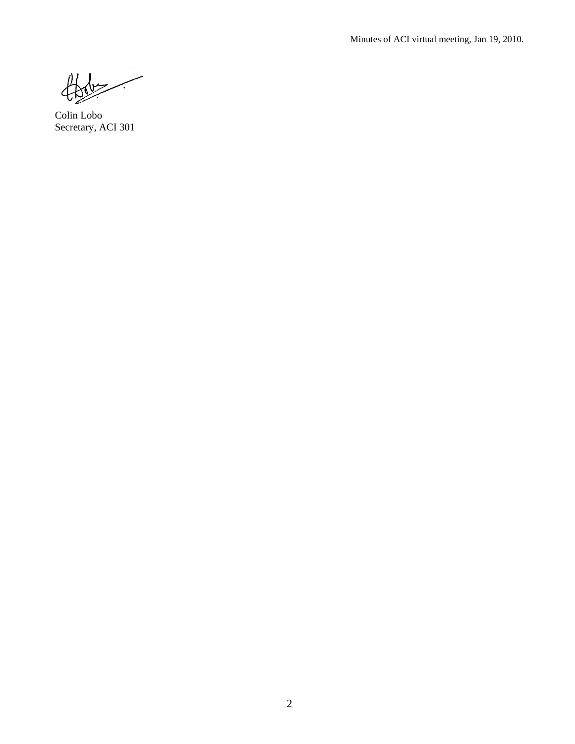Colin Lobo
Secretary, ACI 301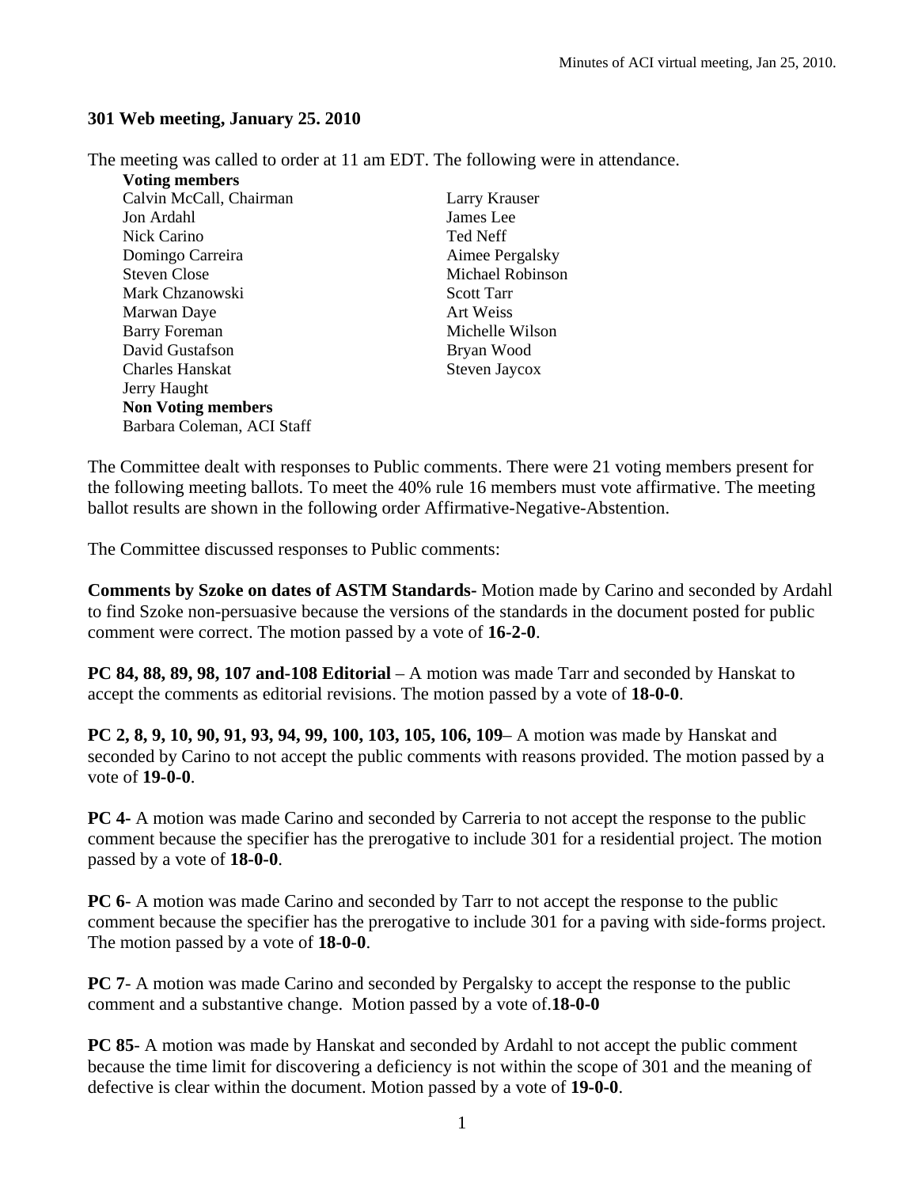### 301 Web meeting, January 25. 2010

The meeting was called to order at 11 am EDT. The following were in attendance.

**Voting members**

Calvin McCall, Chairman
Jon Ardahl
Nick Carino
Domingo Carreira
Steven Close
Mark Chzanowski
Marwan Daye
Barry Foreman
David Gustafson
Charles Hanskat
Jerry Haught
Larry Krauser
James Lee
Ted Neff
Aimee Pergalsky
Michael Robinson
Scott Tarr
Art Weiss
Michelle Wilson
Bryan Wood
Steven Jaycox

**Non Voting members**

Barbara Coleman, ACI Staff

The Committee dealt with responses to Public comments. There were 21 voting members present for the following meeting ballots. To meet the 40% rule 16 members must vote affirmative. The meeting ballot results are shown in the following order Affirmative-Negative-Abstention.

The Committee discussed responses to Public comments:

**Comments by Szoke on dates of ASTM Standards**- Motion made by Carino and seconded by Ardahl to find Szoke non-persuasive because the versions of the standards in the document posted for public comment were correct. The motion passed by a vote of **16-2-0**.

**PC 84, 88, 89, 98, 107 and-108 Editorial** – A motion was made Tarr and seconded by Hanskat to accept the comments as editorial revisions. The motion passed by a vote of **18-0-0**.

**PC 2, 8, 9, 10, 90, 91, 93, 94, 99, 100, 103, 105, 106, 109**– A motion was made by Hanskat and seconded by Carino to not accept the public comments with reasons provided. The motion passed by a vote of **19-0-0**.

**PC 4-** A motion was made Carino and seconded by Carreria to not accept the response to the public comment because the specifier has the prerogative to include 301 for a residential project. The motion passed by a vote of **18-0-0**.

**PC 6**- A motion was made Carino and seconded by Tarr to not accept the response to the public comment because the specifier has the prerogative to include 301 for a paving with side-forms project. The motion passed by a vote of **18-0-0**.

**PC 7**- A motion was made Carino and seconded by Pergalsky to accept the response to the public comment and a substantive change. Motion passed by a vote of.**18-0-0**

**PC 85**- A motion was made by Hanskat and seconded by Ardahl to not accept the public comment because the time limit for discovering a deficiency is not within the scope of 301 and the meaning of defective is clear within the document. Motion passed by a vote of **19-0-0**.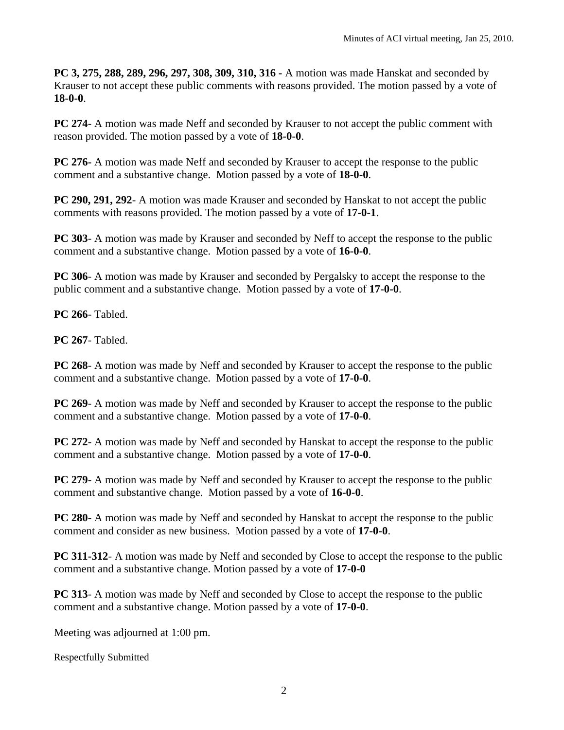**PC 3, 275, 288, 289, 296, 297, 308, 309, 310, 316 -** A motion was made Hanskat and seconded by Krauser to not accept these public comments with reasons provided. The motion passed by a vote of **18-0-0**.

**PC 274**- A motion was made Neff and seconded by Krauser to not accept the public comment with reason provided. The motion passed by a vote of **18-0-0**.

**PC 276-** A motion was made Neff and seconded by Krauser to accept the response to the public comment and a substantive change. Motion passed by a vote of **18-0-0**.

**PC 290, 291, 292**- A motion was made Krauser and seconded by Hanskat to not accept the public comments with reasons provided. The motion passed by a vote of **17-0-1**.

**PC 303**- A motion was made by Krauser and seconded by Neff to accept the response to the public comment and a substantive change. Motion passed by a vote of **16-0-0**.

**PC 306**- A motion was made by Krauser and seconded by Pergalsky to accept the response to the public comment and a substantive change. Motion passed by a vote of **17-0-0**.

**PC 266**- Tabled.

**PC 267**- Tabled.

**PC 268**- A motion was made by Neff and seconded by Krauser to accept the response to the public comment and a substantive change. Motion passed by a vote of **17-0-0**.

**PC 269**- A motion was made by Neff and seconded by Krauser to accept the response to the public comment and a substantive change. Motion passed by a vote of **17-0-0**.

**PC 272**- A motion was made by Neff and seconded by Hanskat to accept the response to the public comment and a substantive change. Motion passed by a vote of **17-0-0**.

**PC 279**- A motion was made by Neff and seconded by Krauser to accept the response to the public comment and substantive change. Motion passed by a vote of **16-0-0**.

**PC 280**- A motion was made by Neff and seconded by Hanskat to accept the response to the public comment and consider as new business. Motion passed by a vote of **17-0-0**.

**PC 311-312**- A motion was made by Neff and seconded by Close to accept the response to the public comment and a substantive change. Motion passed by a vote of **17-0-0**

**PC 313**- A motion was made by Neff and seconded by Close to accept the response to the public comment and a substantive change. Motion passed by a vote of **17-0-0**.

Meeting was adjourned at 1:00 pm.

Respectfully Submitted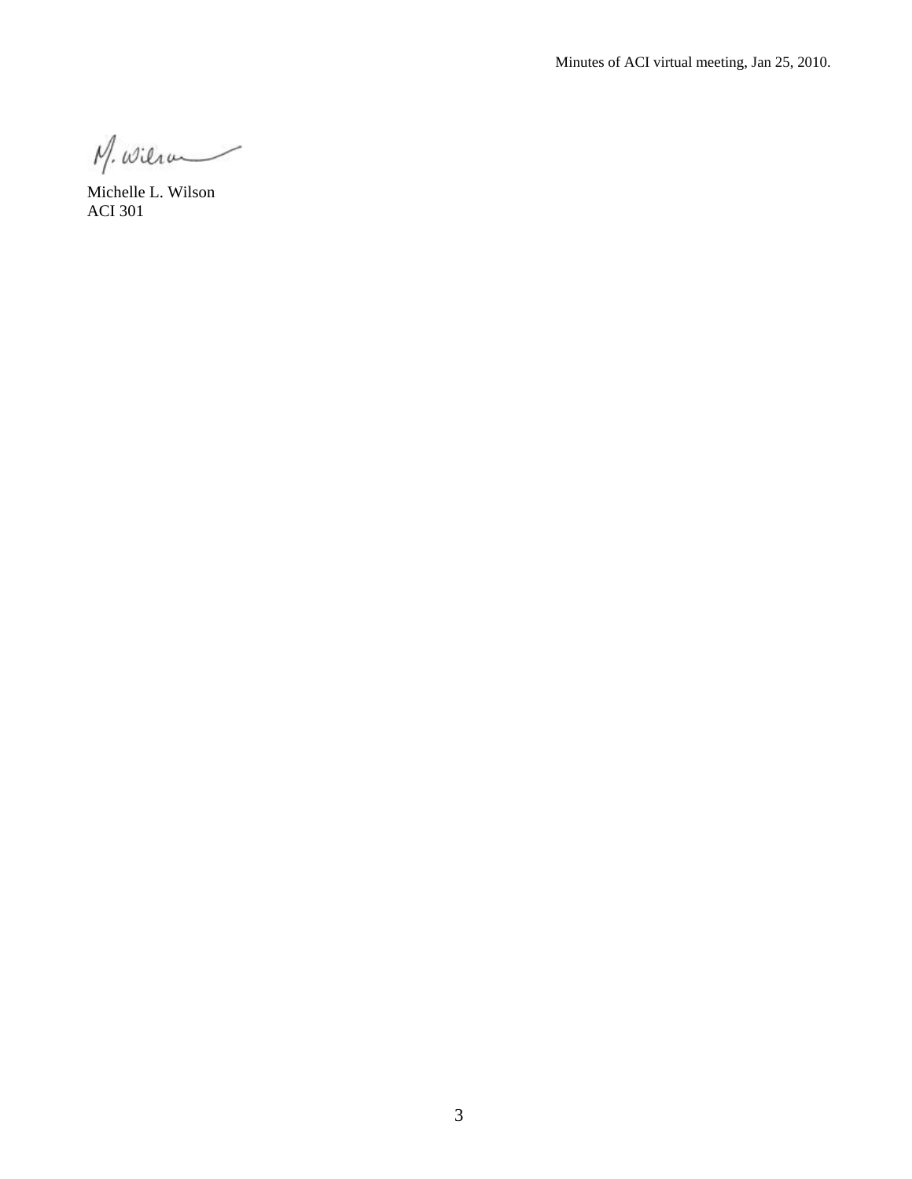M. Wilson

Michelle L. Wilson
ACI 301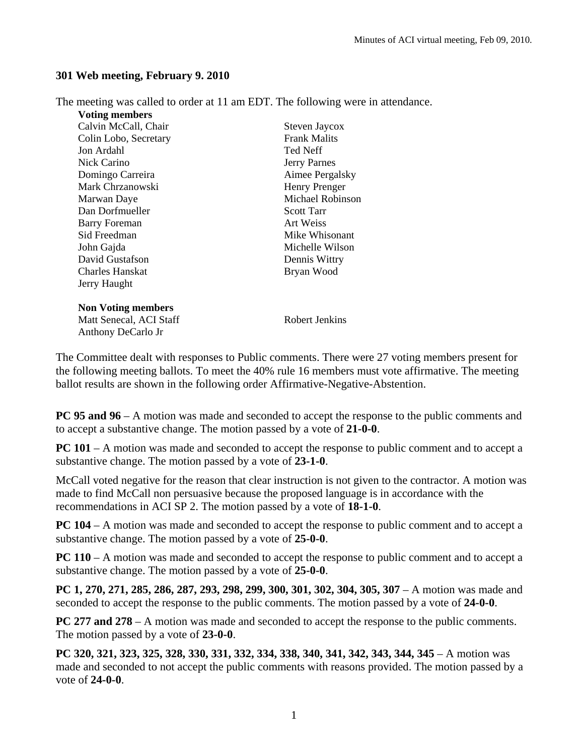## 301 Web meeting, February 9. 2010

The meeting was called to order at 11 am EDT. The following were in attendance.

**Voting members**

Calvin McCall, Chair
Colin Lobo, Secretary
Jon Ardahl
Nick Carino
Domingo Carreira
Mark Chrzanowski
Marwan Daye
Dan Dorfmueller
Barry Foreman
Sid Freedman
John Gajda
David Gustafson
Charles Hanskat
Jerry Haught
Steven Jaycox
Frank Malits
Ted Neff
Jerry Parnes
Aimee Pergalsky
Henry Prenger
Michael Robinson
Scott Tarr
Art Weiss
Mike Whisonant
Michelle Wilson
Dennis Wittry
Bryan Wood

**Non Voting members**

Matt Senecal, ACI Staff
Anthony DeCarlo Jr
Robert Jenkins

The Committee dealt with responses to Public comments. There were 27 voting members present for the following meeting ballots. To meet the 40% rule 16 members must vote affirmative. The meeting ballot results are shown in the following order Affirmative-Negative-Abstention.

**PC 95 and 96** – A motion was made and seconded to accept the response to the public comments and to accept a substantive change. The motion passed by a vote of **21-0-0**.

**PC 101** – A motion was made and seconded to accept the response to public comment and to accept a substantive change. The motion passed by a vote of **23-1-0**.

McCall voted negative for the reason that clear instruction is not given to the contractor. A motion was made to find McCall non persuasive because the proposed language is in accordance with the recommendations in ACI SP 2. The motion passed by a vote of **18-1-0**.

**PC 104** – A motion was made and seconded to accept the response to public comment and to accept a substantive change. The motion passed by a vote of **25-0-0**.

**PC 110** – A motion was made and seconded to accept the response to public comment and to accept a substantive change. The motion passed by a vote of **25-0-0**.

**PC 1, 270, 271, 285, 286, 287, 293, 298, 299, 300, 301, 302, 304, 305, 307** – A motion was made and seconded to accept the response to the public comments. The motion passed by a vote of **24-0-0**.

**PC 277 and 278** – A motion was made and seconded to accept the response to the public comments. The motion passed by a vote of **23-0-0**.

**PC 320, 321, 323, 325, 328, 330, 331, 332, 334, 338, 340, 341, 342, 343, 344, 345** – A motion was made and seconded to not accept the public comments with reasons provided. The motion passed by a vote of **24-0-0**.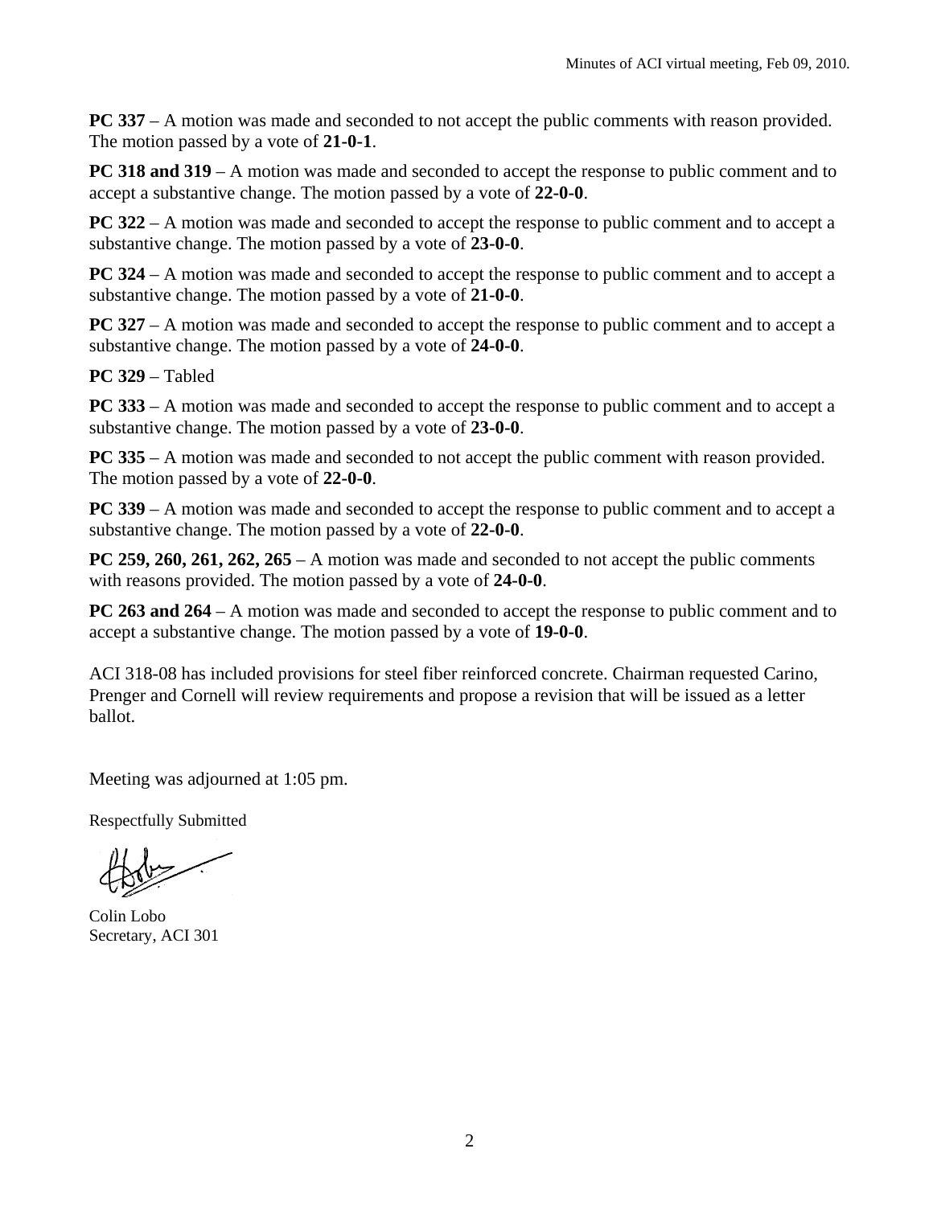**PC 337** – A motion was made and seconded to not accept the public comments with reason provided. The motion passed by a vote of **21-0-1**.

**PC 318 and 319** – A motion was made and seconded to accept the response to public comment and to accept a substantive change. The motion passed by a vote of **22-0-0**.

**PC 322** – A motion was made and seconded to accept the response to public comment and to accept a substantive change. The motion passed by a vote of **23-0-0**.

**PC 324** – A motion was made and seconded to accept the response to public comment and to accept a substantive change. The motion passed by a vote of **21-0-0**.

**PC 327** – A motion was made and seconded to accept the response to public comment and to accept a substantive change. The motion passed by a vote of **24-0-0**.

**PC 329** – Tabled

**PC 333** – A motion was made and seconded to accept the response to public comment and to accept a substantive change. The motion passed by a vote of **23-0-0**.

**PC 335** – A motion was made and seconded to not accept the public comment with reason provided. The motion passed by a vote of **22-0-0**.

**PC 339** – A motion was made and seconded to accept the response to public comment and to accept a substantive change. The motion passed by a vote of **22-0-0**.

**PC 259, 260, 261, 262, 265** – A motion was made and seconded to not accept the public comments with reasons provided. The motion passed by a vote of **24-0-0**.

**PC 263 and 264** – A motion was made and seconded to accept the response to public comment and to accept a substantive change. The motion passed by a vote of **19-0-0**.

ACI 318-08 has included provisions for steel fiber reinforced concrete. Chairman requested Carino, Prenger and Cornell will review requirements and propose a revision that will be issued as a letter ballot.

Meeting was adjourned at 1:05 pm.

Respectfully Submitted

Colin Lobo
Secretary, ACI 301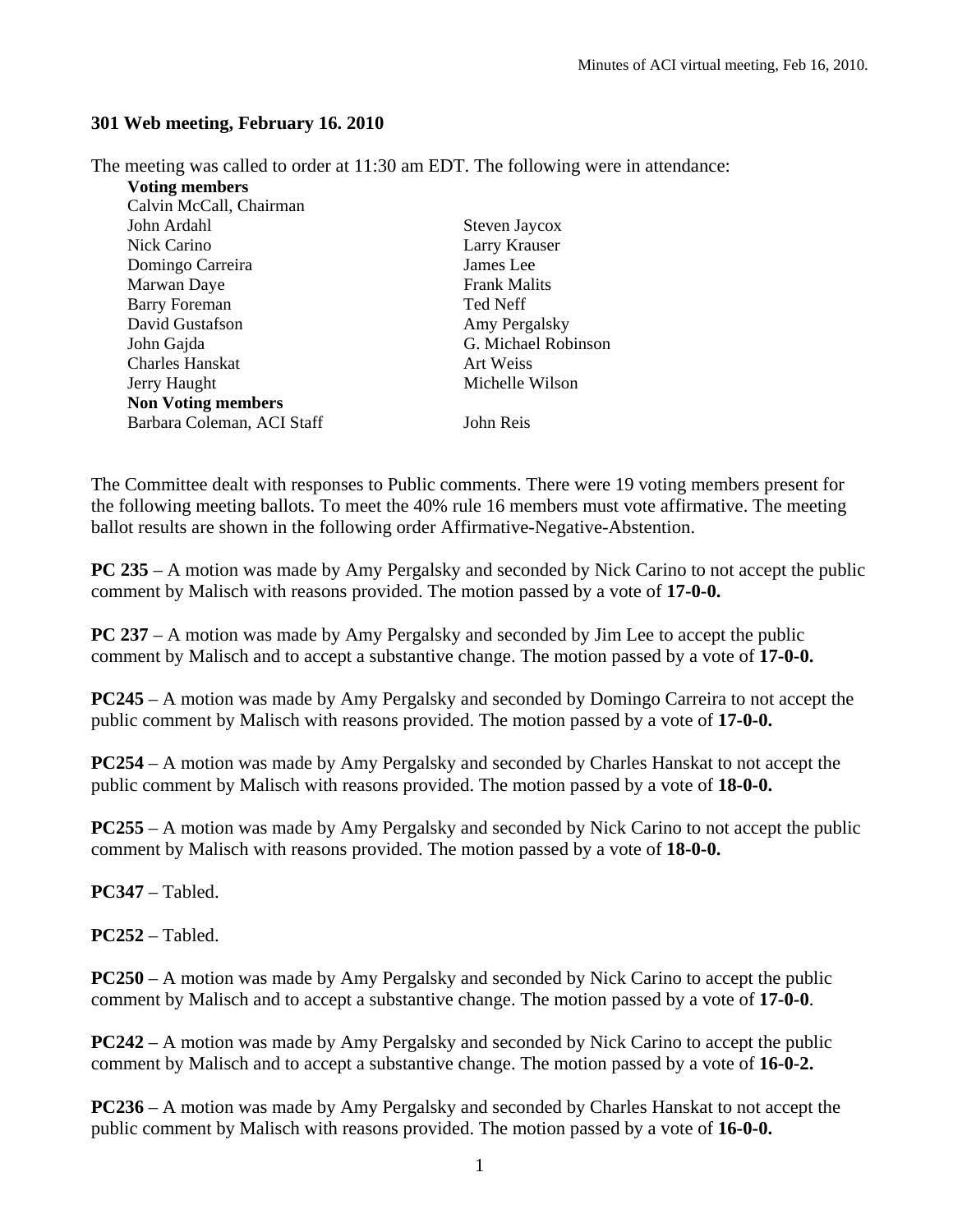**301 Web meeting, February 16. 2010**

The meeting was called to order at 11:30 am EDT. The following were in attendance:

**Voting members**

Calvin McCall, Chairman
John Ardahl
Nick Carino
Domingo Carreira
Marwan Daye
Barry Foreman
David Gustafson
John Gajda
Charles Hanskat
Jerry Haught
Steven Jaycox
Larry Krauser
James Lee
Frank Malits
Ted Neff
Amy Pergalsky
G. Michael Robinson
Art Weiss
Michelle Wilson

**Non Voting members**

Barbara Coleman, ACI Staff
John Reis

The Committee dealt with responses to Public comments. There were 19 voting members present for the following meeting ballots. To meet the 40% rule 16 members must vote affirmative. The meeting ballot results are shown in the following order Affirmative-Negative-Abstention.

**PC 235** – A motion was made by Amy Pergalsky and seconded by Nick Carino to not accept the public comment by Malisch with reasons provided. The motion passed by a vote of **17-0-0.**

**PC 237** – A motion was made by Amy Pergalsky and seconded by Jim Lee to accept the public comment by Malisch and to accept a substantive change. The motion passed by a vote of **17-0-0.**

**PC245** – A motion was made by Amy Pergalsky and seconded by Domingo Carreira to not accept the public comment by Malisch with reasons provided. The motion passed by a vote of **17-0-0.**

**PC254** – A motion was made by Amy Pergalsky and seconded by Charles Hanskat to not accept the public comment by Malisch with reasons provided. The motion passed by a vote of **18-0-0.**

**PC255** – A motion was made by Amy Pergalsky and seconded by Nick Carino to not accept the public comment by Malisch with reasons provided. The motion passed by a vote of **18-0-0.**

**PC347** – Tabled.

**PC252** – Tabled.

**PC250** – A motion was made by Amy Pergalsky and seconded by Nick Carino to accept the public comment by Malisch and to accept a substantive change. The motion passed by a vote of **17-0-0**.

**PC242** – A motion was made by Amy Pergalsky and seconded by Nick Carino to accept the public comment by Malisch and to accept a substantive change. The motion passed by a vote of **16-0-2.**

**PC236** – A motion was made by Amy Pergalsky and seconded by Charles Hanskat to not accept the public comment by Malisch with reasons provided. The motion passed by a vote of **16-0-0.**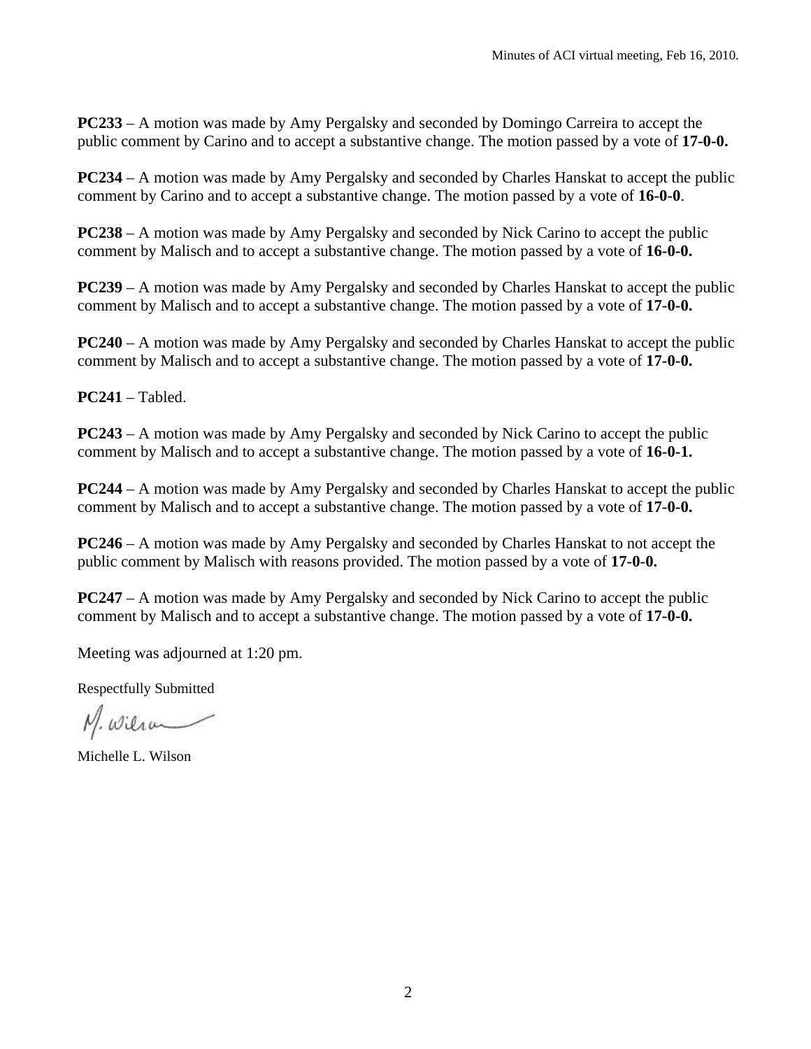**PC233** – A motion was made by Amy Pergalsky and seconded by Domingo Carreira to accept the public comment by Carino and to accept a substantive change. The motion passed by a vote of **17-0-0.**

**PC234** – A motion was made by Amy Pergalsky and seconded by Charles Hanskat to accept the public comment by Carino and to accept a substantive change. The motion passed by a vote of **16-0-0**.

**PC238** – A motion was made by Amy Pergalsky and seconded by Nick Carino to accept the public comment by Malisch and to accept a substantive change. The motion passed by a vote of **16-0-0.**

**PC239** – A motion was made by Amy Pergalsky and seconded by Charles Hanskat to accept the public comment by Malisch and to accept a substantive change. The motion passed by a vote of **17-0-0.**

**PC240** – A motion was made by Amy Pergalsky and seconded by Charles Hanskat to accept the public comment by Malisch and to accept a substantive change. The motion passed by a vote of **17-0-0.**

**PC241** – Tabled.

**PC243** – A motion was made by Amy Pergalsky and seconded by Nick Carino to accept the public comment by Malisch and to accept a substantive change. The motion passed by a vote of **16-0-1.**

**PC244** – A motion was made by Amy Pergalsky and seconded by Charles Hanskat to accept the public comment by Malisch and to accept a substantive change. The motion passed by a vote of **17-0-0.**

**PC246** – A motion was made by Amy Pergalsky and seconded by Charles Hanskat to not accept the public comment by Malisch with reasons provided. The motion passed by a vote of **17-0-0.**

**PC247** – A motion was made by Amy Pergalsky and seconded by Nick Carino to accept the public comment by Malisch and to accept a substantive change. The motion passed by a vote of **17-0-0.**

Meeting was adjourned at 1:20 pm.

Respectfully Submitted

M. Wilson

Michelle L. Wilson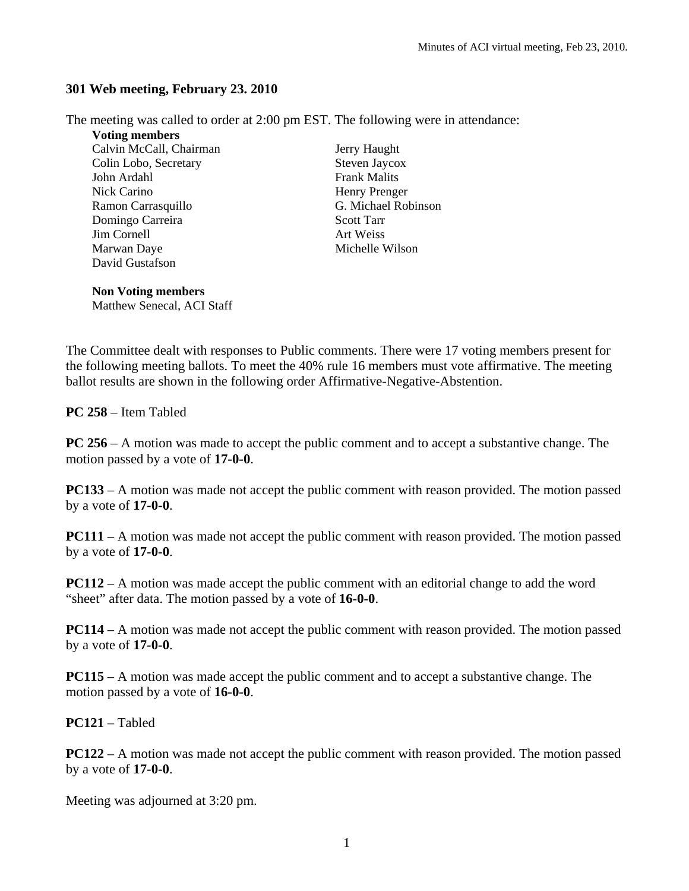**301 Web meeting, February 23. 2010**

The meeting was called to order at 2:00 pm EST. The following were in attendance:

**Voting members**

Calvin McCall, Chairman
Colin Lobo, Secretary
John Ardahl
Nick Carino
Ramon Carrasquillo
Domingo Carreira
Jim Cornell
Marwan Daye
David Gustafson
Jerry Haught
Steven Jaycox
Frank Malits
Henry Prenger
G. Michael Robinson
Scott Tarr
Art Weiss
Michelle Wilson

**Non Voting members**

Matthew Senecal, ACI Staff

The Committee dealt with responses to Public comments. There were 17 voting members present for the following meeting ballots. To meet the 40% rule 16 members must vote affirmative. The meeting ballot results are shown in the following order Affirmative-Negative-Abstention.

**PC 258** – Item Tabled

**PC 256** – A motion was made to accept the public comment and to accept a substantive change. The motion passed by a vote of **17-0-0**.

**PC133** – A motion was made not accept the public comment with reason provided. The motion passed by a vote of **17-0-0**.

**PC111** – A motion was made not accept the public comment with reason provided. The motion passed by a vote of **17-0-0**.

**PC112** – A motion was made accept the public comment with an editorial change to add the word "sheet" after data. The motion passed by a vote of **16-0-0**.

**PC114** – A motion was made not accept the public comment with reason provided. The motion passed by a vote of **17-0-0**.

**PC115** – A motion was made accept the public comment and to accept a substantive change. The motion passed by a vote of **16-0-0**.

**PC121** – Tabled

**PC122** – A motion was made not accept the public comment with reason provided. The motion passed by a vote of **17-0-0**.

Meeting was adjourned at 3:20 pm.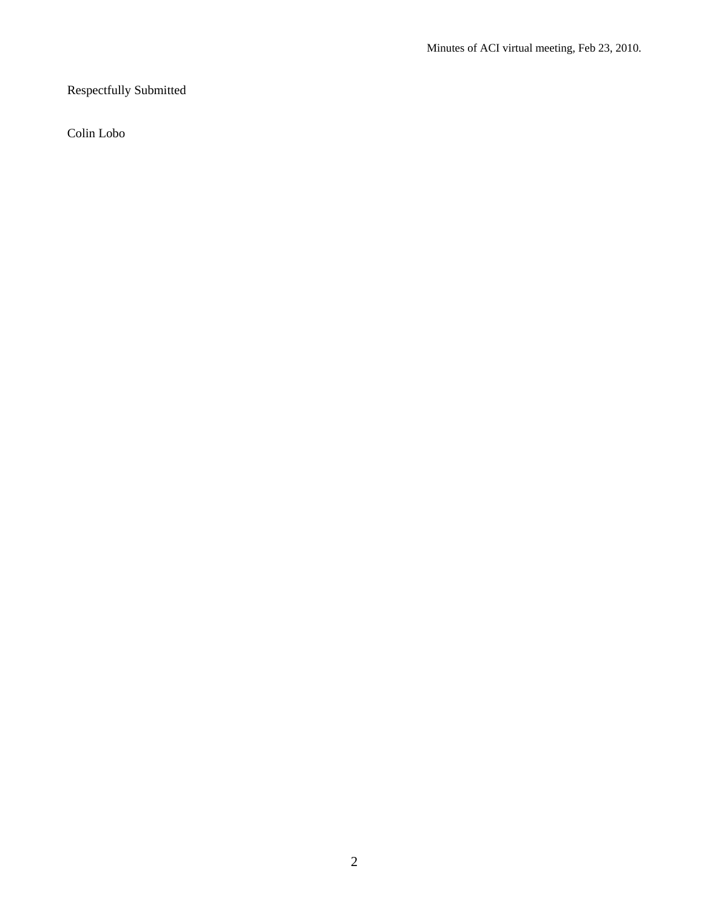Respectfully Submitted

Colin Lobo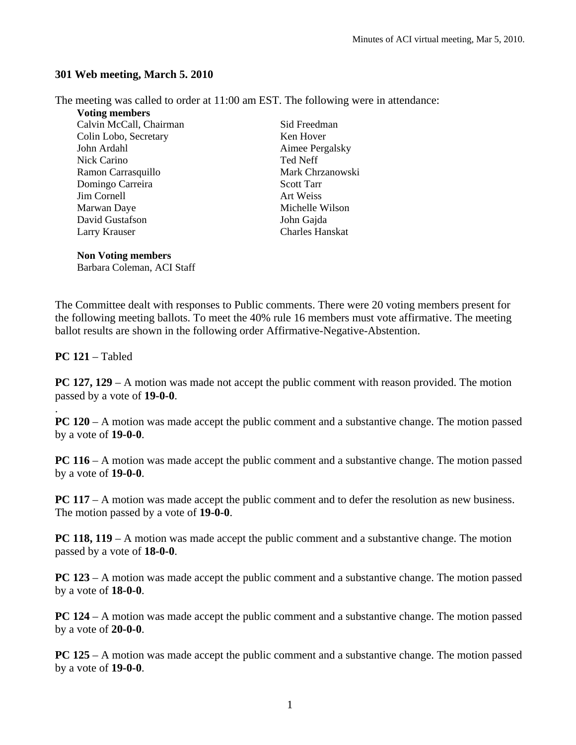## 301 Web meeting, March 5. 2010

The meeting was called to order at 11:00 am EST. The following were in attendance:

**Voting members**

Calvin McCall, Chairman
Colin Lobo, Secretary
John Ardahl
Nick Carino
Ramon Carrasquillo
Domingo Carreira
Jim Cornell
Marwan Daye
David Gustafson
Larry Krauser
Sid Freedman
Ken Hover
Aimee Pergalsky
Ted Neff
Mark Chrzanowski
Scott Tarr
Art Weiss
Michelle Wilson
John Gajda
Charles Hanskat

**Non Voting members**

Barbara Coleman, ACI Staff

The Committee dealt with responses to Public comments. There were 20 voting members present for the following meeting ballots. To meet the 40% rule 16 members must vote affirmative. The meeting ballot results are shown in the following order Affirmative-Negative-Abstention.

**PC 121** – Tabled

**PC 127, 129** – A motion was made not accept the public comment with reason provided. The motion passed by a vote of **19-0-0**.

.

**PC 120** – A motion was made accept the public comment and a substantive change. The motion passed by a vote of **19-0-0**.

**PC 116** – A motion was made accept the public comment and a substantive change. The motion passed by a vote of **19-0-0**.

**PC 117** – A motion was made accept the public comment and to defer the resolution as new business. The motion passed by a vote of **19-0-0**.

**PC 118, 119** – A motion was made accept the public comment and a substantive change. The motion passed by a vote of **18-0-0**.

**PC 123** – A motion was made accept the public comment and a substantive change. The motion passed by a vote of **18-0-0**.

**PC 124** – A motion was made accept the public comment and a substantive change. The motion passed by a vote of **20-0-0**.

**PC 125** – A motion was made accept the public comment and a substantive change. The motion passed by a vote of **19-0-0**.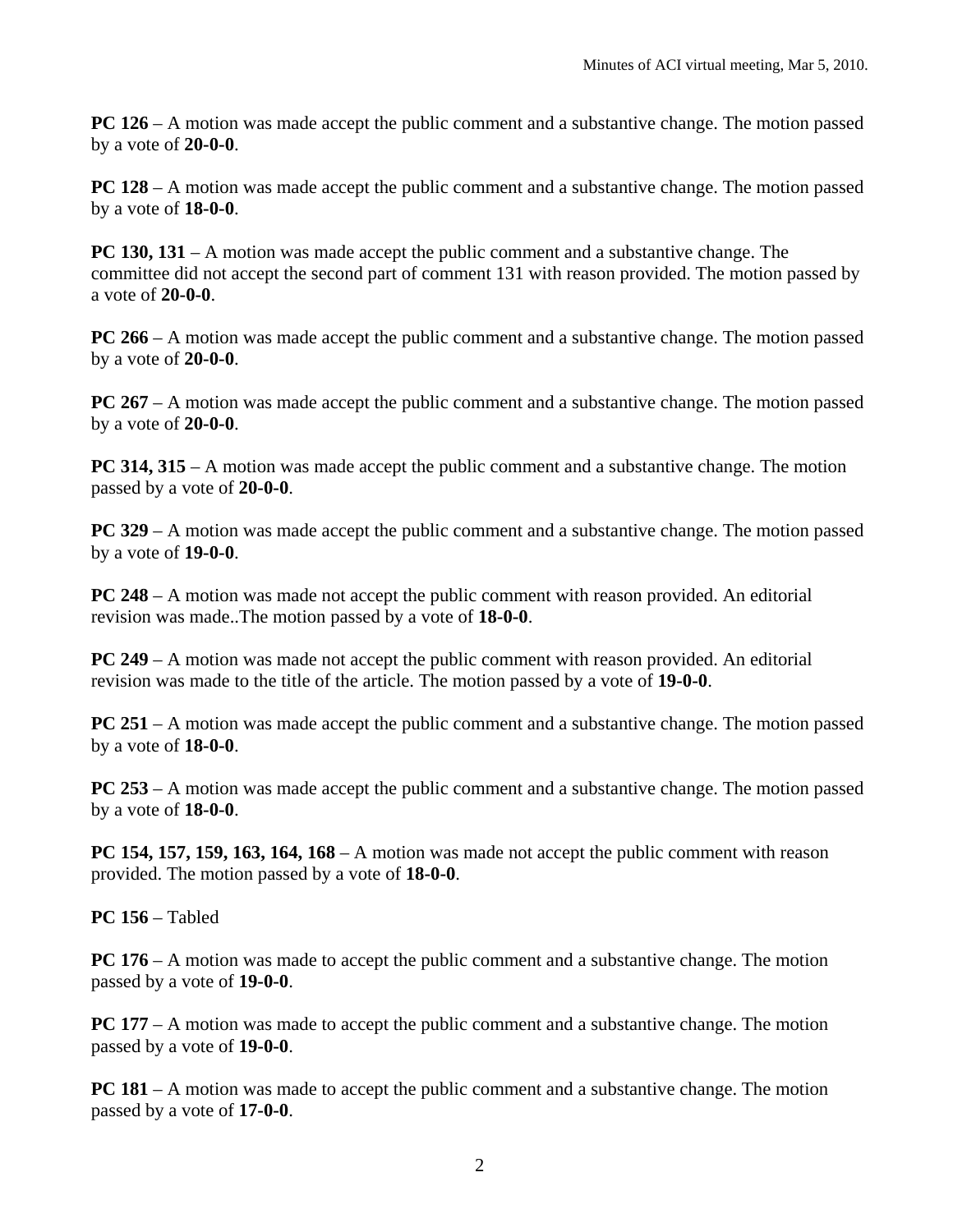**PC 126** – A motion was made accept the public comment and a substantive change. The motion passed by a vote of **20-0-0**.

**PC 128** – A motion was made accept the public comment and a substantive change. The motion passed by a vote of **18-0-0**.

**PC 130, 131** – A motion was made accept the public comment and a substantive change. The committee did not accept the second part of comment 131 with reason provided. The motion passed by a vote of **20-0-0**.

**PC 266** – A motion was made accept the public comment and a substantive change. The motion passed by a vote of **20-0-0**.

**PC 267** – A motion was made accept the public comment and a substantive change. The motion passed by a vote of **20-0-0**.

**PC 314, 315** – A motion was made accept the public comment and a substantive change. The motion passed by a vote of **20-0-0**.

**PC 329** – A motion was made accept the public comment and a substantive change. The motion passed by a vote of **19-0-0**.

**PC 248** – A motion was made not accept the public comment with reason provided. An editorial revision was made..The motion passed by a vote of **18-0-0**.

**PC 249** – A motion was made not accept the public comment with reason provided. An editorial revision was made to the title of the article. The motion passed by a vote of **19-0-0**.

**PC 251** – A motion was made accept the public comment and a substantive change. The motion passed by a vote of **18-0-0**.

**PC 253** – A motion was made accept the public comment and a substantive change. The motion passed by a vote of **18-0-0**.

**PC 154, 157, 159, 163, 164, 168** – A motion was made not accept the public comment with reason provided. The motion passed by a vote of **18-0-0**.

**PC 156** – Tabled

**PC 176** – A motion was made to accept the public comment and a substantive change. The motion passed by a vote of **19-0-0**.

**PC 177** – A motion was made to accept the public comment and a substantive change. The motion passed by a vote of **19-0-0**.

**PC 181** – A motion was made to accept the public comment and a substantive change. The motion passed by a vote of **17-0-0**.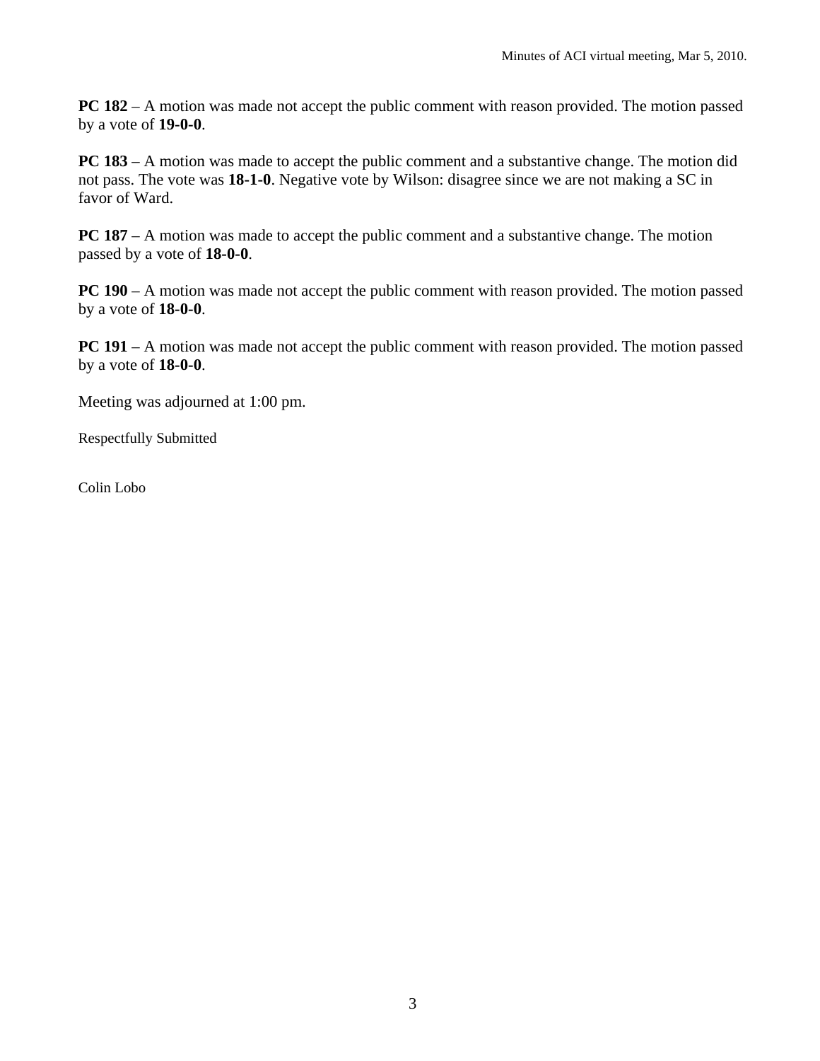**PC 182** – A motion was made not accept the public comment with reason provided. The motion passed by a vote of **19-0-0**.

**PC 183** – A motion was made to accept the public comment and a substantive change. The motion did not pass. The vote was **18-1-0**. Negative vote by Wilson: disagree since we are not making a SC in favor of Ward.

**PC 187** – A motion was made to accept the public comment and a substantive change. The motion passed by a vote of **18-0-0**.

**PC 190** – A motion was made not accept the public comment with reason provided. The motion passed by a vote of **18-0-0**.

**PC 191** – A motion was made not accept the public comment with reason provided. The motion passed by a vote of **18-0-0**.

Meeting was adjourned at 1:00 pm.

Respectfully Submitted

Colin Lobo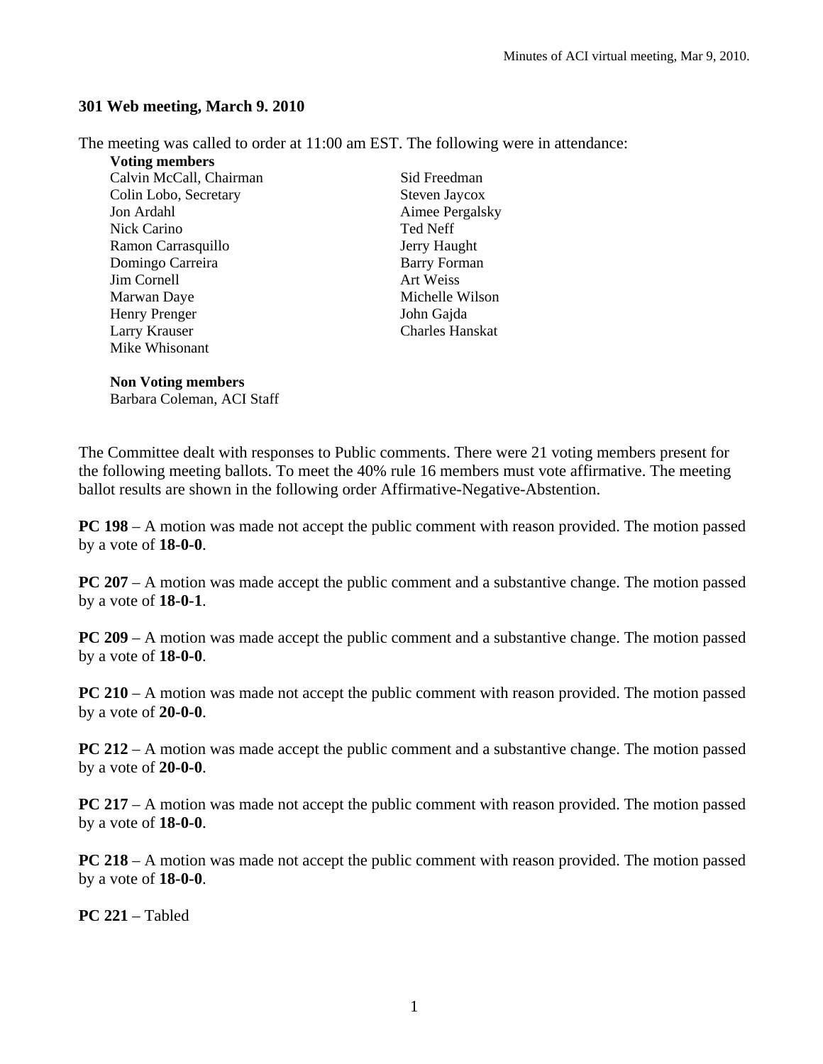## 301 Web meeting, March 9. 2010

The meeting was called to order at 11:00 am EST. The following were in attendance:

**Voting members**

Calvin McCall, Chairman
Colin Lobo, Secretary
Jon Ardahl
Nick Carino
Ramon Carrasquillo
Domingo Carreira
Jim Cornell
Marwan Daye
Henry Prenger
Larry Krauser
Mike Whisonant
Sid Freedman
Steven Jaycox
Aimee Pergalsky
Ted Neff
Jerry Haught
Barry Forman
Art Weiss
Michelle Wilson
John Gajda
Charles Hanskat

**Non Voting members**

Barbara Coleman, ACI Staff

The Committee dealt with responses to Public comments. There were 21 voting members present for the following meeting ballots. To meet the 40% rule 16 members must vote affirmative. The meeting ballot results are shown in the following order Affirmative-Negative-Abstention.

**PC 198** – A motion was made not accept the public comment with reason provided. The motion passed by a vote of **18-0-0**.

**PC 207** – A motion was made accept the public comment and a substantive change. The motion passed by a vote of **18-0-1**.

**PC 209** – A motion was made accept the public comment and a substantive change. The motion passed by a vote of **18-0-0**.

**PC 210** – A motion was made not accept the public comment with reason provided. The motion passed by a vote of **20-0-0**.

**PC 212** – A motion was made accept the public comment and a substantive change. The motion passed by a vote of **20-0-0**.

**PC 217** – A motion was made not accept the public comment with reason provided. The motion passed by a vote of **18-0-0**.

**PC 218** – A motion was made not accept the public comment with reason provided. The motion passed by a vote of **18-0-0**.

**PC 221** – Tabled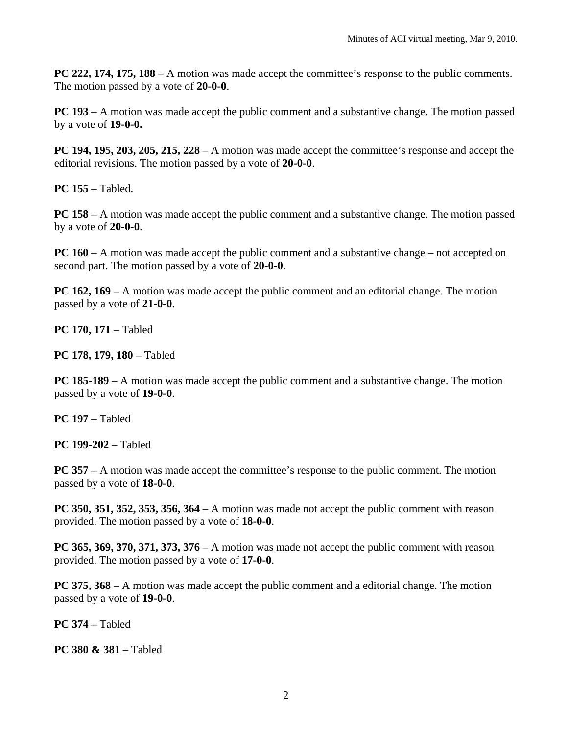**PC 222, 174, 175, 188** – A motion was made accept the committee's response to the public comments. The motion passed by a vote of **20-0-0**.

**PC 193** – A motion was made accept the public comment and a substantive change. The motion passed by a vote of **19-0-0.**

**PC 194, 195, 203, 205, 215, 228** – A motion was made accept the committee's response and accept the editorial revisions. The motion passed by a vote of **20-0-0**.

**PC 155** – Tabled.

**PC 158** – A motion was made accept the public comment and a substantive change. The motion passed by a vote of **20-0-0**.

**PC 160** – A motion was made accept the public comment and a substantive change – not accepted on second part. The motion passed by a vote of **20-0-0**.

**PC 162, 169** – A motion was made accept the public comment and an editorial change. The motion passed by a vote of **21-0-0**.

**PC 170, 171** – Tabled

**PC 178, 179, 180** – Tabled

**PC 185-189** – A motion was made accept the public comment and a substantive change. The motion passed by a vote of **19-0-0**.

**PC 197** – Tabled

**PC 199-202** – Tabled

**PC 357** – A motion was made accept the committee's response to the public comment. The motion passed by a vote of **18-0-0**.

**PC 350, 351, 352, 353, 356, 364** – A motion was made not accept the public comment with reason provided. The motion passed by a vote of **18-0-0**.

**PC 365, 369, 370, 371, 373, 376** – A motion was made not accept the public comment with reason provided. The motion passed by a vote of **17-0-0**.

**PC 375, 368** – A motion was made accept the public comment and a editorial change. The motion passed by a vote of **19-0-0**.

**PC 374** – Tabled

**PC 380 & 381** – Tabled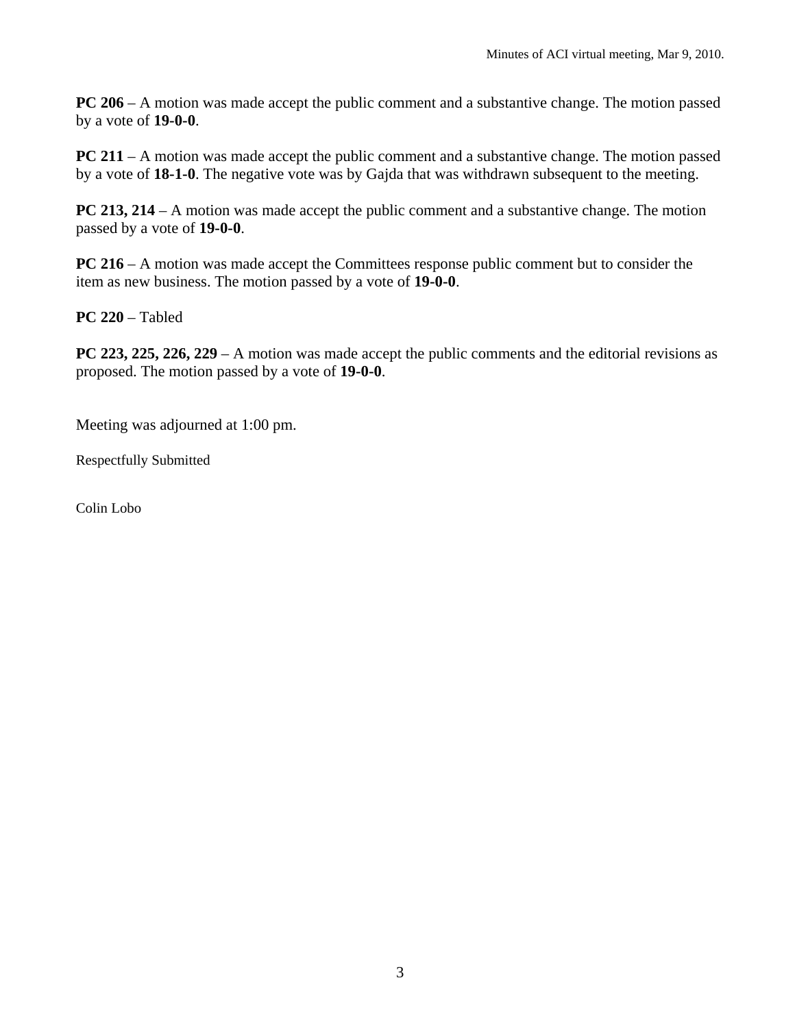**PC 206** – A motion was made accept the public comment and a substantive change. The motion passed by a vote of **19-0-0**.

**PC 211** – A motion was made accept the public comment and a substantive change. The motion passed by a vote of **18-1-0**. The negative vote was by Gajda that was withdrawn subsequent to the meeting.

**PC 213, 214** – A motion was made accept the public comment and a substantive change. The motion passed by a vote of **19-0-0**.

**PC 216** – A motion was made accept the Committees response public comment but to consider the item as new business. The motion passed by a vote of **19-0-0**.

**PC 220** – Tabled

**PC 223, 225, 226, 229** – A motion was made accept the public comments and the editorial revisions as proposed. The motion passed by a vote of **19-0-0**.

Meeting was adjourned at 1:00 pm.

Respectfully Submitted

Colin Lobo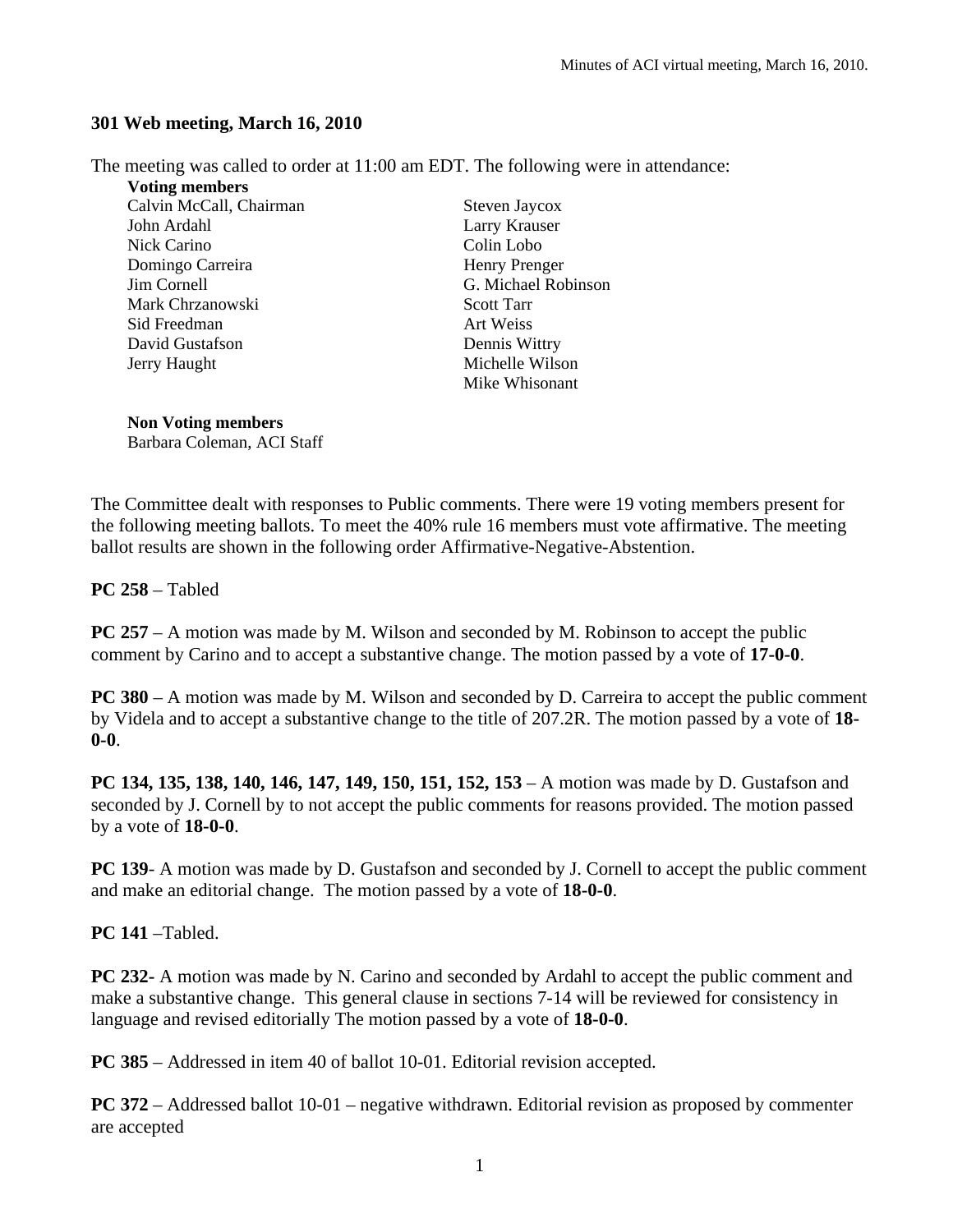**301 Web meeting, March 16, 2010**

The meeting was called to order at 11:00 am EDT. The following were in attendance:

**Voting members**

Calvin McCall, Chairman
John Ardahl
Nick Carino
Domingo Carreira
Jim Cornell
Mark Chrzanowski
Sid Freedman
David Gustafson
Jerry Haught
Steven Jaycox
Larry Krauser
Colin Lobo
Henry Prenger
G. Michael Robinson
Scott Tarr
Art Weiss
Dennis Wittry
Michelle Wilson
Mike Whisonant

**Non Voting members**

Barbara Coleman, ACI Staff

The Committee dealt with responses to Public comments. There were 19 voting members present for the following meeting ballots. To meet the 40% rule 16 members must vote affirmative. The meeting ballot results are shown in the following order Affirmative-Negative-Abstention.

**PC 258** – Tabled

**PC 257** – A motion was made by M. Wilson and seconded by M. Robinson to accept the public comment by Carino and to accept a substantive change. The motion passed by a vote of **17-0-0**.

**PC 380** – A motion was made by M. Wilson and seconded by D. Carreira to accept the public comment by Videla and to accept a substantive change to the title of 207.2R. The motion passed by a vote of **18-0-0**.

**PC 134, 135, 138, 140, 146, 147, 149, 150, 151, 152, 153** – A motion was made by D. Gustafson and seconded by J. Cornell by to not accept the public comments for reasons provided. The motion passed by a vote of **18-0-0**.

**PC 139**- A motion was made by D. Gustafson and seconded by J. Cornell to accept the public comment and make an editorial change. The motion passed by a vote of **18-0-0**.

**PC 141** –Tabled.

**PC 232-** A motion was made by N. Carino and seconded by Ardahl to accept the public comment and make a substantive change. This general clause in sections 7-14 will be reviewed for consistency in language and revised editorially The motion passed by a vote of **18-0-0**.

**PC 385** – Addressed in item 40 of ballot 10-01. Editorial revision accepted.

**PC 372** – Addressed ballot 10-01 – negative withdrawn. Editorial revision as proposed by commenter are accepted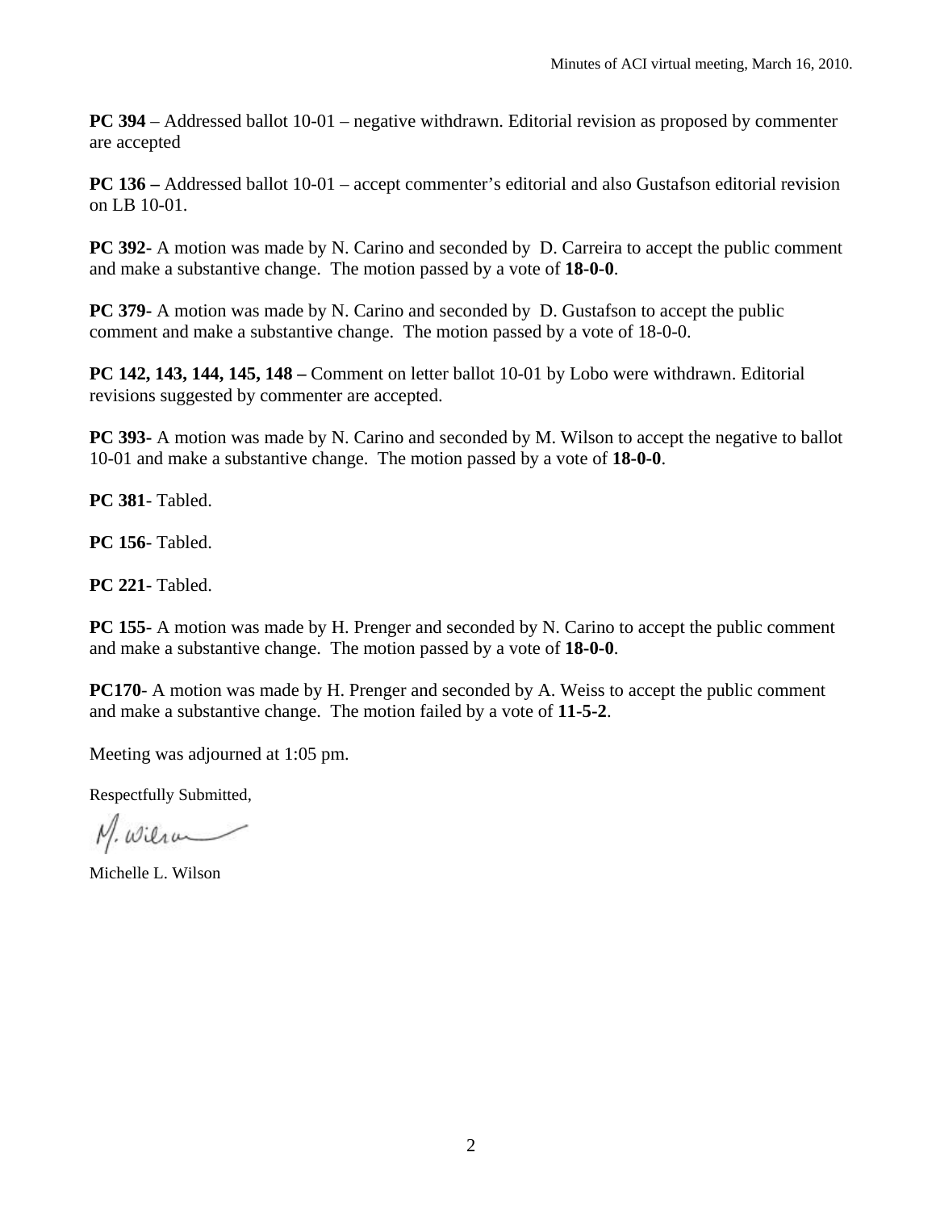**PC 394** – Addressed ballot 10-01 – negative withdrawn. Editorial revision as proposed by commenter are accepted

**PC 136 –** Addressed ballot 10-01 – accept commenter's editorial and also Gustafson editorial revision on LB 10-01.

**PC 392-** A motion was made by N. Carino and seconded by D. Carreira to accept the public comment and make a substantive change. The motion passed by a vote of **18-0-0**.

**PC 379-** A motion was made by N. Carino and seconded by D. Gustafson to accept the public comment and make a substantive change. The motion passed by a vote of 18-0-0.

**PC 142, 143, 144, 145, 148 –** Comment on letter ballot 10-01 by Lobo were withdrawn. Editorial revisions suggested by commenter are accepted.

**PC 393-** A motion was made by N. Carino and seconded by M. Wilson to accept the negative to ballot 10-01 and make a substantive change. The motion passed by a vote of **18-0-0**.

**PC 381**- Tabled.

**PC 156**- Tabled.

**PC 221**- Tabled.

**PC 155**- A motion was made by H. Prenger and seconded by N. Carino to accept the public comment and make a substantive change. The motion passed by a vote of **18-0-0**.

**PC170**- A motion was made by H. Prenger and seconded by A. Weiss to accept the public comment and make a substantive change. The motion failed by a vote of **11-5-2**.

Meeting was adjourned at 1:05 pm.

Respectfully Submitted,

M. Wilson

Michelle L. Wilson